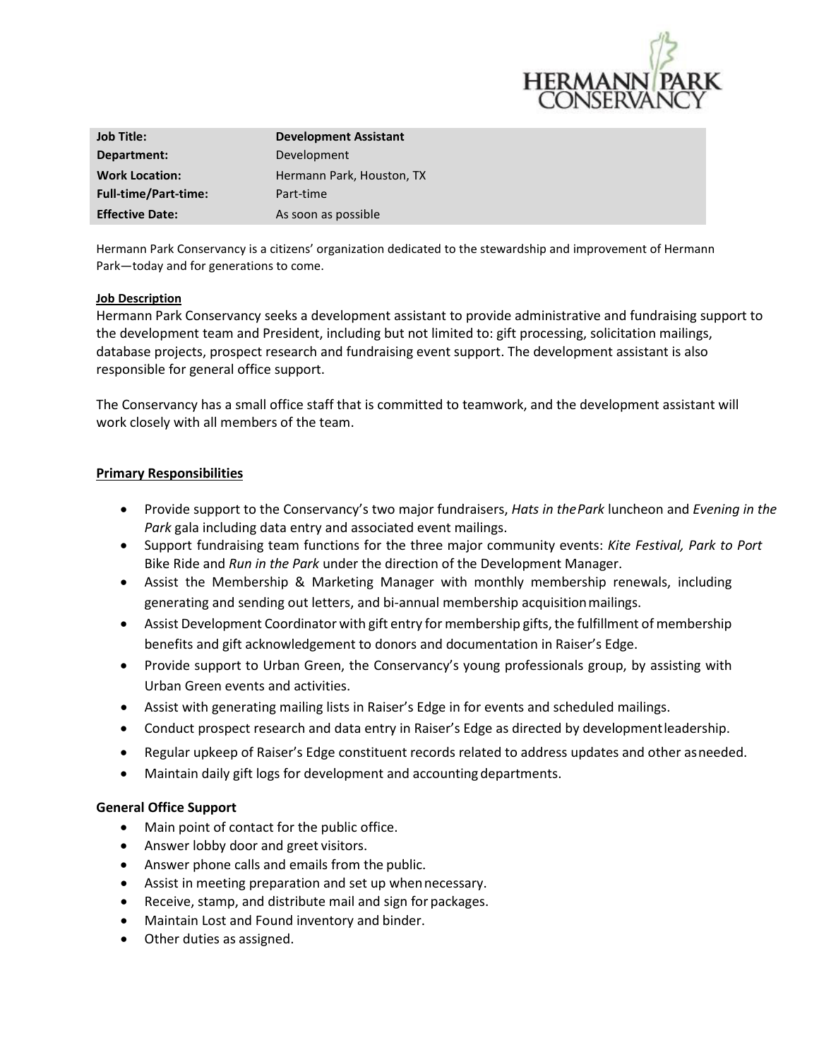| Job Title: | Development Assistant |
| --- | --- |
| Department: | Development |
| Work Location: | Hermann Park, Houston, TX |
| Full-time/Part-time: | Part-time |
| Effective Date: | As soon as possible |

Hermann Park Conservancy is a citizens' organization dedicated to the stewardship and improvement of Hermann Park—today and for generations to come.

**Job Description**

Hermann Park Conservancy seeks a development assistant to provide administrative and fundraising support to the development team and President, including but not limited to: gift processing, solicitation mailings, database projects, prospect research and fundraising event support. The development assistant is also responsible for general office support.

The Conservancy has a small office staff that is committed to teamwork, and the development assistant will work closely with all members of the team.

**Primary Responsibilities**

- Provide support to the Conservancy's two major fundraisers, *Hats in the Park* luncheon and *Evening in the Park* gala including data entry and associated event mailings.
- Support fundraising team functions for the three major community events: *Kite Festival, Park to Port* Bike Ride and *Run in the Park* under the direction of the Development Manager.
- Assist the Membership & Marketing Manager with monthly membership renewals, including generating and sending out letters, and bi-annual membership acquisition mailings.
- Assist Development Coordinator with gift entry for membership gifts, the fulfillment of membership benefits and gift acknowledgement to donors and documentation in Raiser's Edge.
- Provide support to Urban Green, the Conservancy's young professionals group, by assisting with Urban Green events and activities.
- Assist with generating mailing lists in Raiser's Edge in for events and scheduled mailings.
- Conduct prospect research and data entry in Raiser's Edge as directed by development leadership.
- Regular upkeep of Raiser's Edge constituent records related to address updates and other as needed.
- Maintain daily gift logs for development and accounting departments.

**General Office Support**

- Main point of contact for the public office.
- Answer lobby door and greet visitors.
- Answer phone calls and emails from the public.
- Assist in meeting preparation and set up when necessary.
- Receive, stamp, and distribute mail and sign for packages.
- Maintain Lost and Found inventory and binder.
- Other duties as assigned.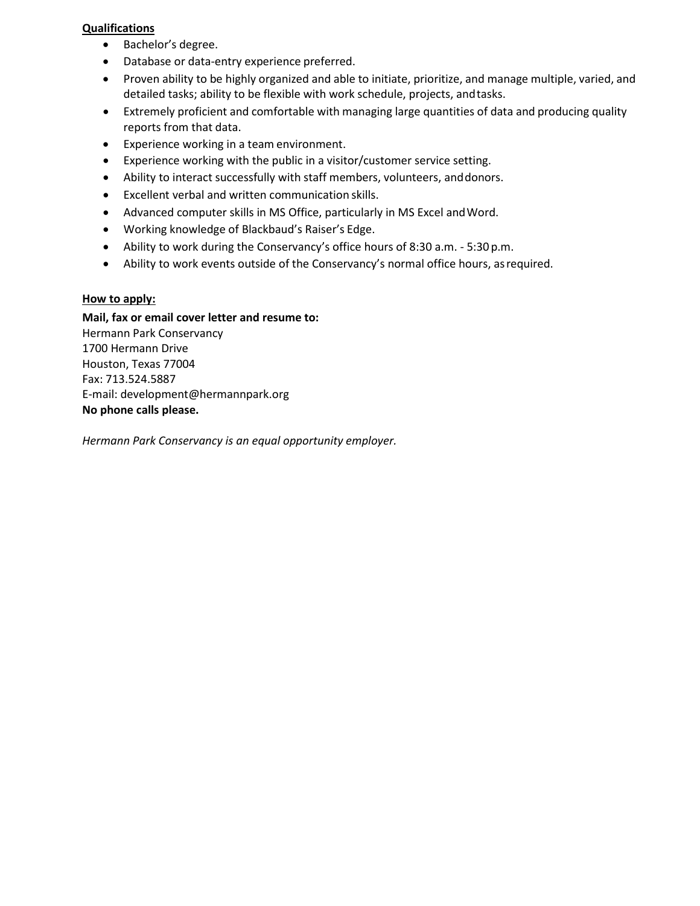**Qualifications**

- Bachelor's degree.
- Database or data-entry experience preferred.
- Proven ability to be highly organized and able to initiate, prioritize, and manage multiple, varied, and detailed tasks; ability to be flexible with work schedule, projects, and tasks.
- Extremely proficient and comfortable with managing large quantities of data and producing quality reports from that data.
- Experience working in a team environment.
- Experience working with the public in a visitor/customer service setting.
- Ability to interact successfully with staff members, volunteers, and donors.
- Excellent verbal and written communication skills.
- Advanced computer skills in MS Office, particularly in MS Excel and Word.
- Working knowledge of Blackbaud's Raiser's Edge.
- Ability to work during the Conservancy's office hours of 8:30 a.m. - 5:30 p.m.
- Ability to work events outside of the Conservancy's normal office hours, as required.

**How to apply:**

**Mail, fax or email cover letter and resume to:**
Hermann Park Conservancy
1700 Hermann Drive
Houston, Texas 77004
Fax: 713.524.5887
E-mail: development@hermannpark.org
**No phone calls please.**

*Hermann Park Conservancy is an equal opportunity employer.*